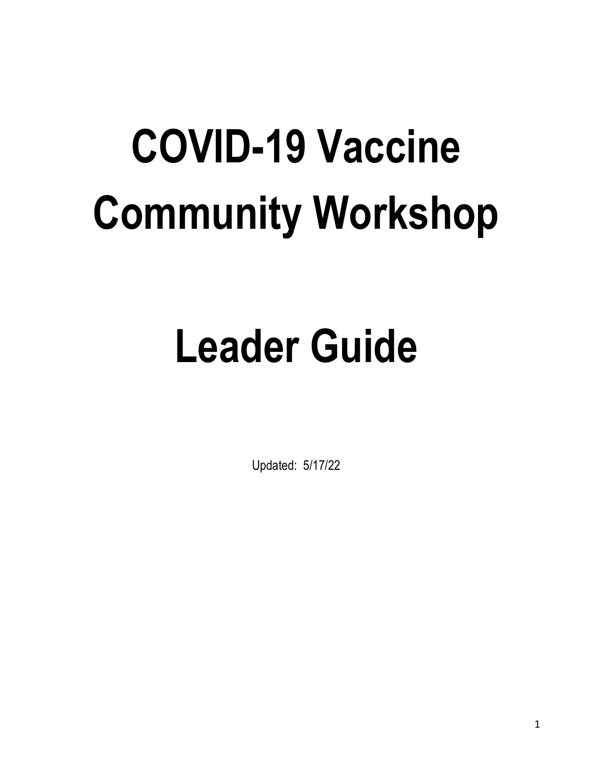# COVID-19 Vaccine Community Workshop

# Leader Guide

Updated: 5/17/22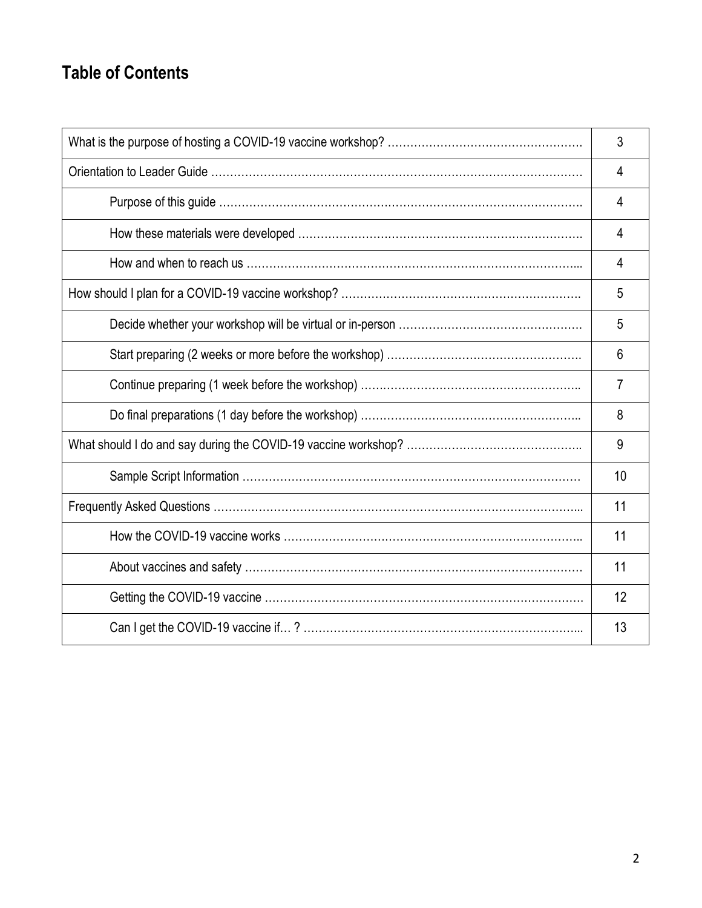## Table of Contents

| Section | Page |
|---|---|
| What is the purpose of hosting a COVID-19 vaccine workshop? ………………………………………………. | 3 |
| Orientation to Leader Guide ……………………………………………………………………………………… | 4 |
| Purpose of this guide ……………………………………………………………………………………. | 4 |
| How these materials were developed ………………………………………………………………. | 4 |
| How and when to reach us …………………………………………………………………………….. | 4 |
| How should I plan for a COVID-19 vaccine workshop? ………………………………………………………. | 5 |
| Decide whether your workshop will be virtual or in-person …………………………………………. | 5 |
| Start preparing (2 weeks or more before the workshop) ……………………………………………. | 6 |
| Continue preparing (1 week before the workshop) ………………………………………………….. | 7 |
| Do final preparations (1 day before the workshop) ………………………………………………….. | 8 |
| What should I do and say during the COVID-19 vaccine workshop? ……………………………………….. | 9 |
| Sample Script Information ……………………………………………………………………………… | 10 |
| Frequently Asked Questions ……………………………………………………………………………………... | 11 |
| How the COVID-19 vaccine works ………………………………………………………………….. | 11 |
| About vaccines and safety …………………………………………………………………………… | 11 |
| Getting the COVID-19 vaccine ………………………………………………………………………. | 12 |
| Can I get the COVID-19 vaccine if… ? ……………………………………………………………... | 13 |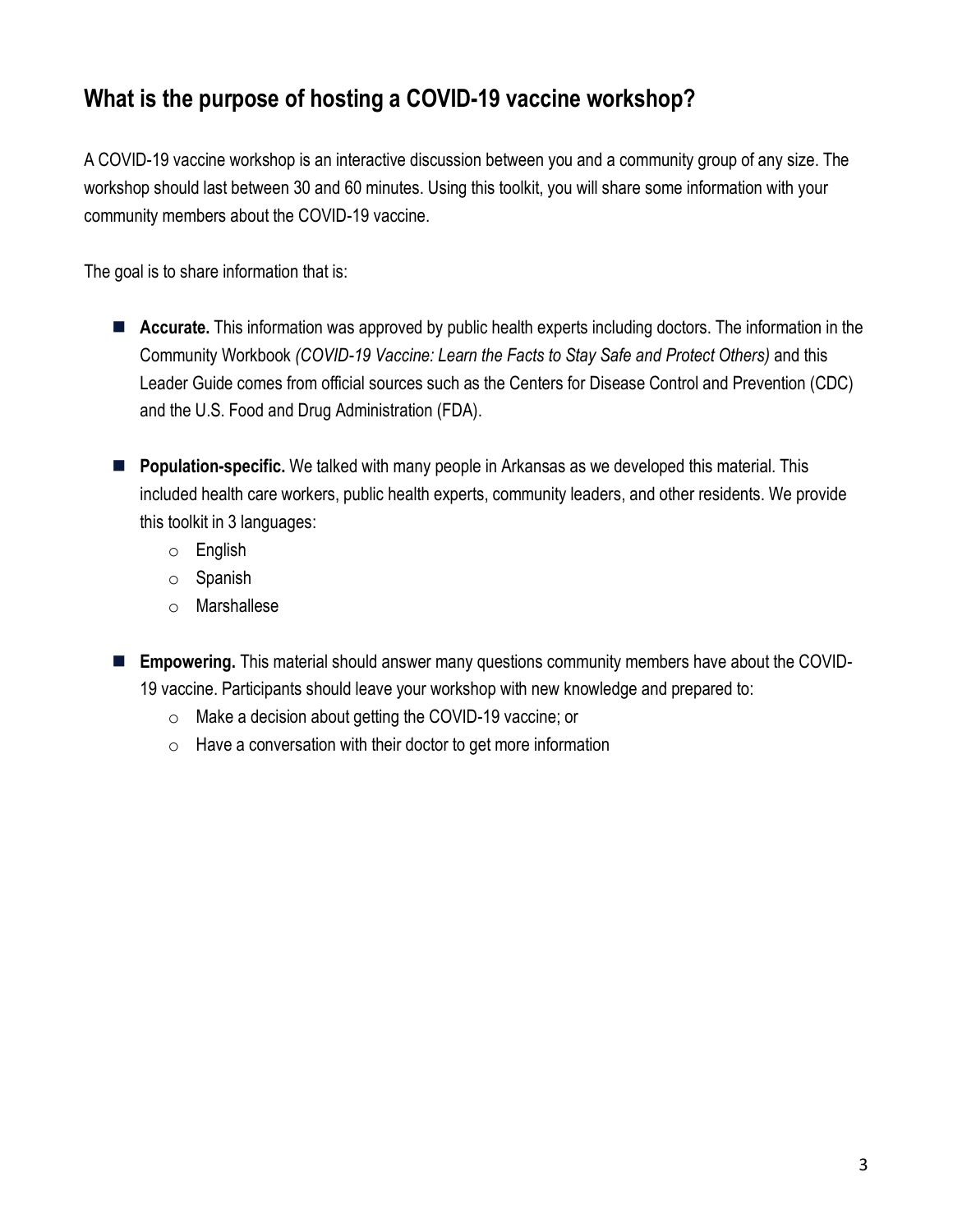## What is the purpose of hosting a COVID-19 vaccine workshop?

A COVID-19 vaccine workshop is an interactive discussion between you and a community group of any size. The workshop should last between 30 and 60 minutes. Using this toolkit, you will share some information with your community members about the COVID-19 vaccine.

The goal is to share information that is:

- **Accurate.** This information was approved by public health experts including doctors. The information in the Community Workbook *(COVID-19 Vaccine: Learn the Facts to Stay Safe and Protect Others)* and this Leader Guide comes from official sources such as the Centers for Disease Control and Prevention (CDC) and the U.S. Food and Drug Administration (FDA).

- **Population-specific.** We talked with many people in Arkansas as we developed this material. This included health care workers, public health experts, community leaders, and other residents. We provide this toolkit in 3 languages:
  - English
  - Spanish
  - Marshallese

- **Empowering.** This material should answer many questions community members have about the COVID-19 vaccine. Participants should leave your workshop with new knowledge and prepared to:
  - Make a decision about getting the COVID-19 vaccine; or
  - Have a conversation with their doctor to get more information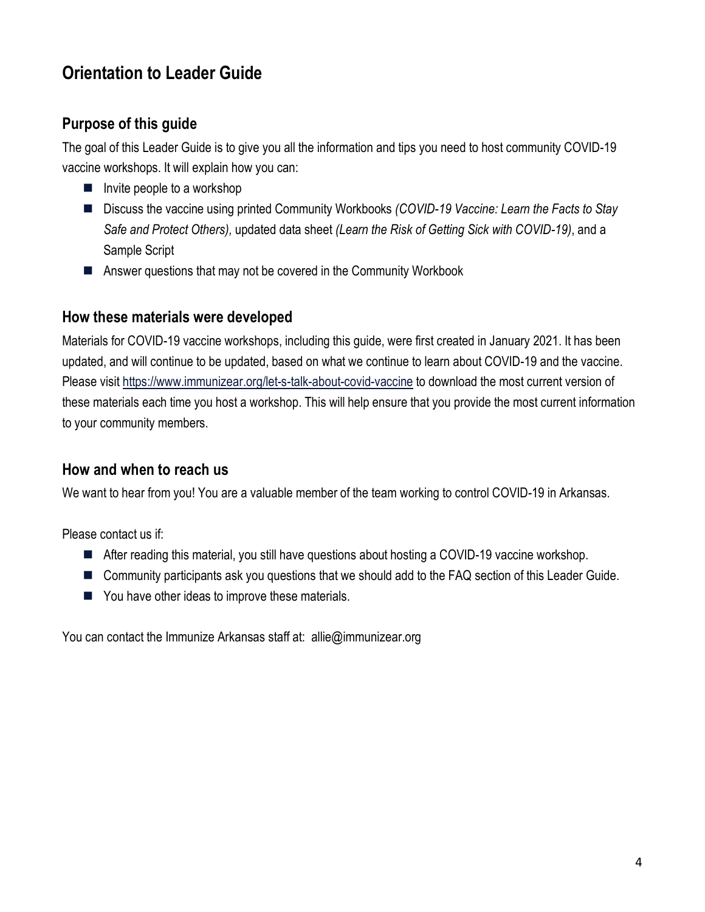# Orientation to Leader Guide

## Purpose of this guide

The goal of this Leader Guide is to give you all the information and tips you need to host community COVID-19 vaccine workshops. It will explain how you can:

- Invite people to a workshop
- Discuss the vaccine using printed Community Workbooks *(COVID-19 Vaccine: Learn the Facts to Stay Safe and Protect Others),* updated data sheet *(Learn the Risk of Getting Sick with COVID-19)*, and a Sample Script
- Answer questions that may not be covered in the Community Workbook

## How these materials were developed

Materials for COVID-19 vaccine workshops, including this guide, were first created in January 2021. It has been updated, and will continue to be updated, based on what we continue to learn about COVID-19 and the vaccine. Please visit https://www.immunizear.org/let-s-talk-about-covid-vaccine to download the most current version of these materials each time you host a workshop. This will help ensure that you provide the most current information to your community members.

## How and when to reach us

We want to hear from you! You are a valuable member of the team working to control COVID-19 in Arkansas.

Please contact us if:

- After reading this material, you still have questions about hosting a COVID-19 vaccine workshop.
- Community participants ask you questions that we should add to the FAQ section of this Leader Guide.
- You have other ideas to improve these materials.

You can contact the Immunize Arkansas staff at: allie@immunizear.org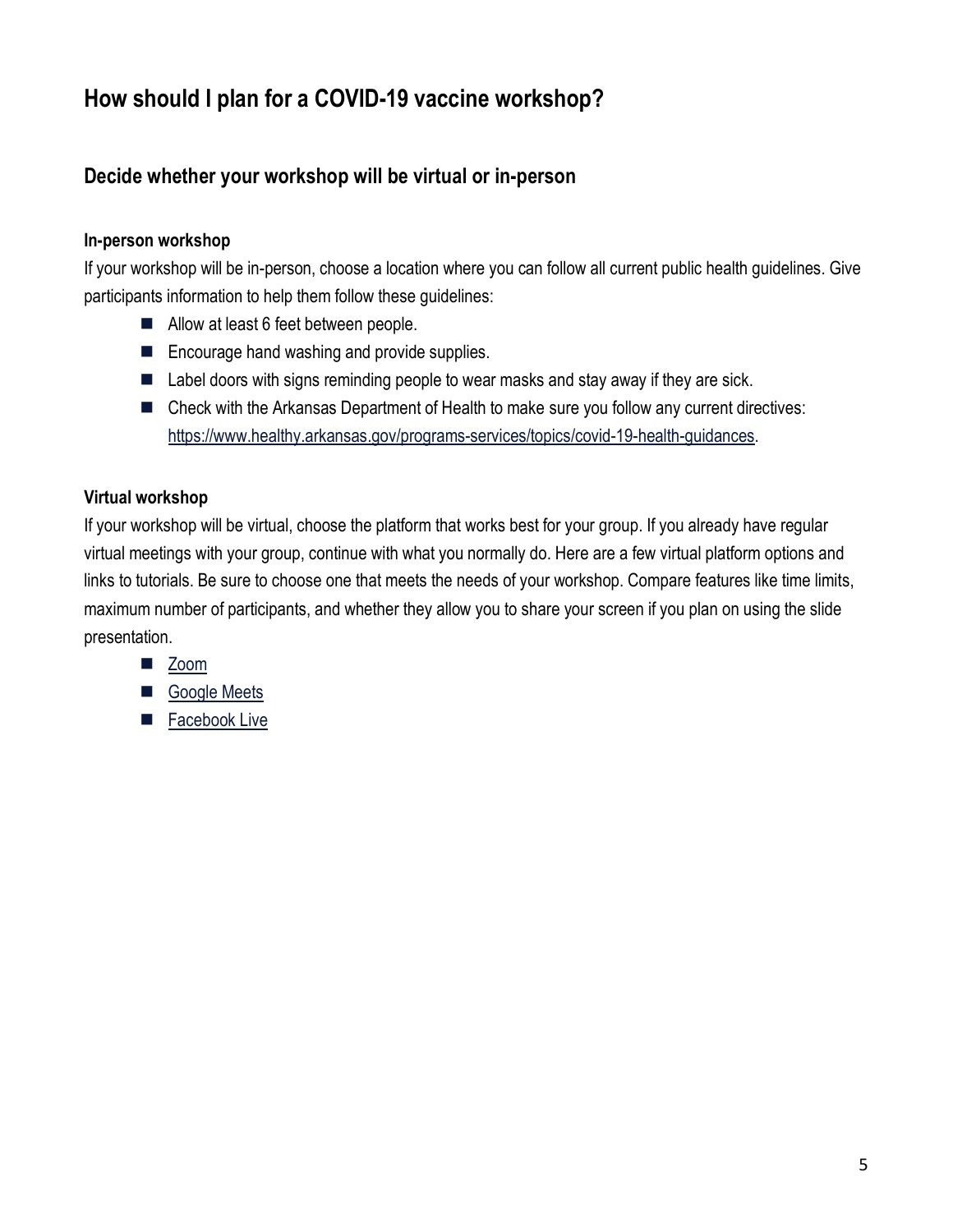# How should I plan for a COVID-19 vaccine workshop?

## Decide whether your workshop will be virtual or in-person

### In-person workshop

If your workshop will be in-person, choose a location where you can follow all current public health guidelines. Give participants information to help them follow these guidelines:

- Allow at least 6 feet between people.
- Encourage hand washing and provide supplies.
- Label doors with signs reminding people to wear masks and stay away if they are sick.
- Check with the Arkansas Department of Health to make sure you follow any current directives: https://www.healthy.arkansas.gov/programs-services/topics/covid-19-health-guidances.

### Virtual workshop

If your workshop will be virtual, choose the platform that works best for your group. If you already have regular virtual meetings with your group, continue with what you normally do. Here are a few virtual platform options and links to tutorials. Be sure to choose one that meets the needs of your workshop. Compare features like time limits, maximum number of participants, and whether they allow you to share your screen if you plan on using the slide presentation.

- Zoom
- Google Meets
- Facebook Live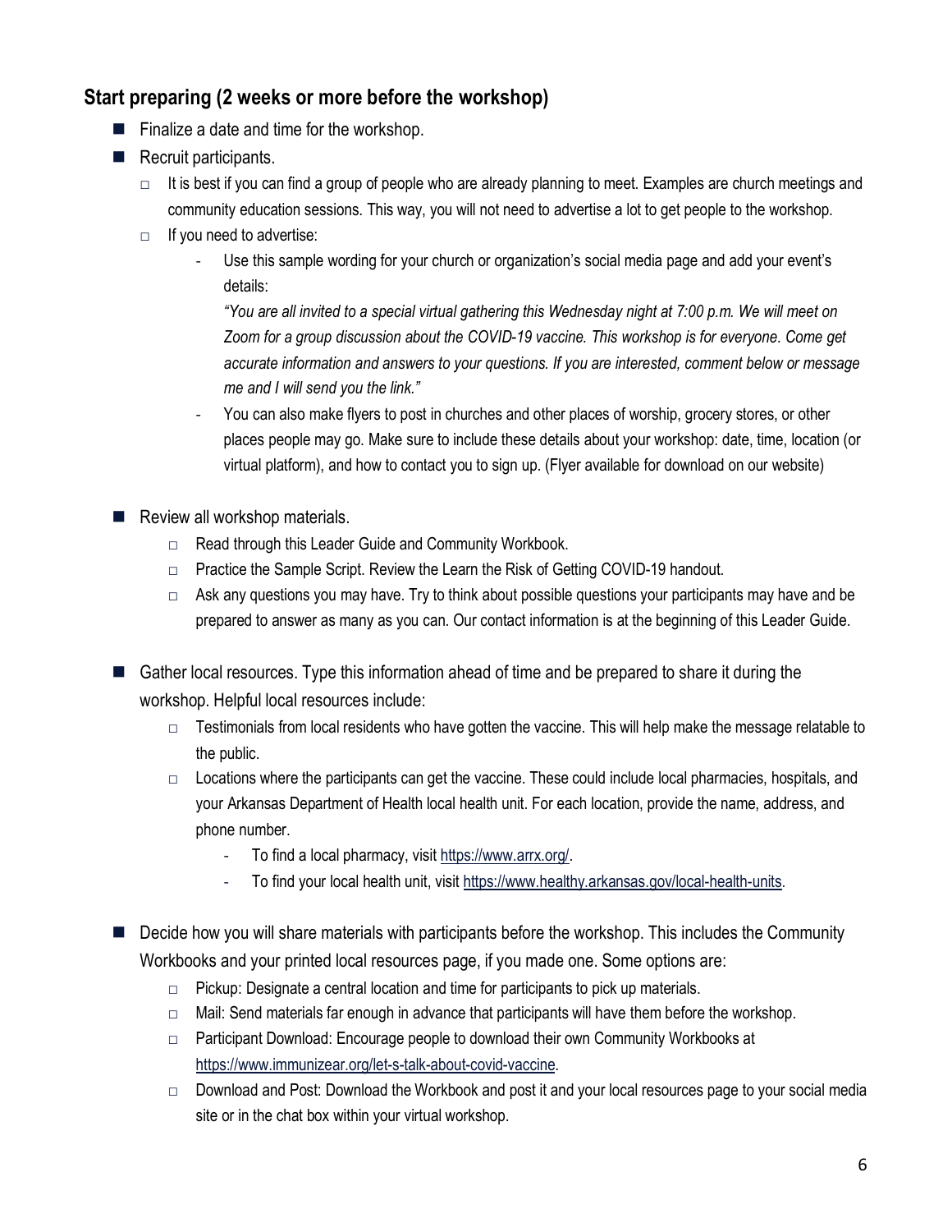## Start preparing (2 weeks or more before the workshop)

- Finalize a date and time for the workshop.
- Recruit participants.
  - It is best if you can find a group of people who are already planning to meet. Examples are church meetings and community education sessions. This way, you will not need to advertise a lot to get people to the workshop.
  - If you need to advertise:
    - Use this sample wording for your church or organization's social media page and add your event's details:

      *"You are all invited to a special virtual gathering this Wednesday night at 7:00 p.m. We will meet on Zoom for a group discussion about the COVID-19 vaccine. This workshop is for everyone. Come get accurate information and answers to your questions. If you are interested, comment below or message me and I will send you the link."*
    - You can also make flyers to post in churches and other places of worship, grocery stores, or other places people may go. Make sure to include these details about your workshop: date, time, location (or virtual platform), and how to contact you to sign up. (Flyer available for download on our website)

- Review all workshop materials.
  - Read through this Leader Guide and Community Workbook.
  - Practice the Sample Script. Review the Learn the Risk of Getting COVID-19 handout.
  - Ask any questions you may have. Try to think about possible questions your participants may have and be prepared to answer as many as you can. Our contact information is at the beginning of this Leader Guide.

- Gather local resources. Type this information ahead of time and be prepared to share it during the workshop. Helpful local resources include:
  - Testimonials from local residents who have gotten the vaccine. This will help make the message relatable to the public.
  - Locations where the participants can get the vaccine. These could include local pharmacies, hospitals, and your Arkansas Department of Health local health unit. For each location, provide the name, address, and phone number.
    - To find a local pharmacy, visit https://www.arrx.org/.
    - To find your local health unit, visit https://www.healthy.arkansas.gov/local-health-units.

- Decide how you will share materials with participants before the workshop. This includes the Community Workbooks and your printed local resources page, if you made one. Some options are:
  - Pickup: Designate a central location and time for participants to pick up materials.
  - Mail: Send materials far enough in advance that participants will have them before the workshop.
  - Participant Download: Encourage people to download their own Community Workbooks at https://www.immunizear.org/let-s-talk-about-covid-vaccine.
  - Download and Post: Download the Workbook and post it and your local resources page to your social media site or in the chat box within your virtual workshop.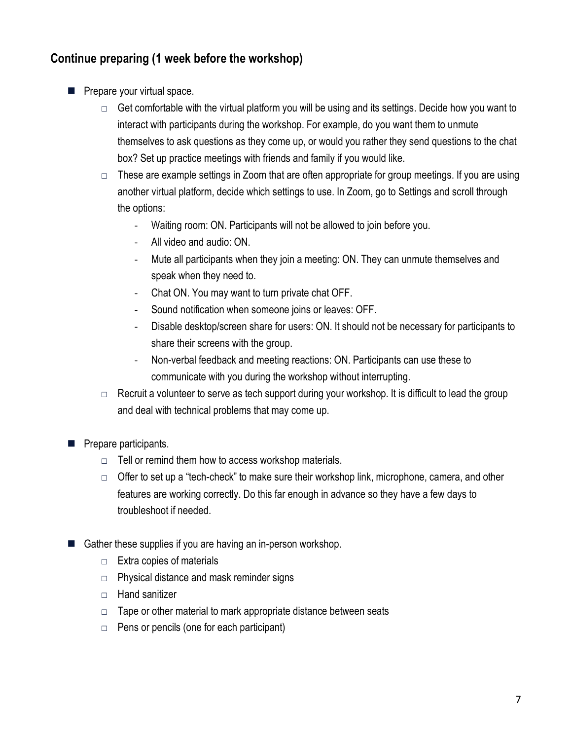## Continue preparing (1 week before the workshop)

- Prepare your virtual space.
  - Get comfortable with the virtual platform you will be using and its settings. Decide how you want to interact with participants during the workshop. For example, do you want them to unmute themselves to ask questions as they come up, or would you rather they send questions to the chat box? Set up practice meetings with friends and family if you would like.
  - These are example settings in Zoom that are often appropriate for group meetings. If you are using another virtual platform, decide which settings to use. In Zoom, go to Settings and scroll through the options:
    - Waiting room: ON. Participants will not be allowed to join before you.
    - All video and audio: ON.
    - Mute all participants when they join a meeting: ON. They can unmute themselves and speak when they need to.
    - Chat ON. You may want to turn private chat OFF.
    - Sound notification when someone joins or leaves: OFF.
    - Disable desktop/screen share for users: ON. It should not be necessary for participants to share their screens with the group.
    - Non-verbal feedback and meeting reactions: ON. Participants can use these to communicate with you during the workshop without interrupting.
  - Recruit a volunteer to serve as tech support during your workshop. It is difficult to lead the group and deal with technical problems that may come up.

- Prepare participants.
  - Tell or remind them how to access workshop materials.
  - Offer to set up a "tech-check" to make sure their workshop link, microphone, camera, and other features are working correctly. Do this far enough in advance so they have a few days to troubleshoot if needed.

- Gather these supplies if you are having an in-person workshop.
  - Extra copies of materials
  - Physical distance and mask reminder signs
  - Hand sanitizer
  - Tape or other material to mark appropriate distance between seats
  - Pens or pencils (one for each participant)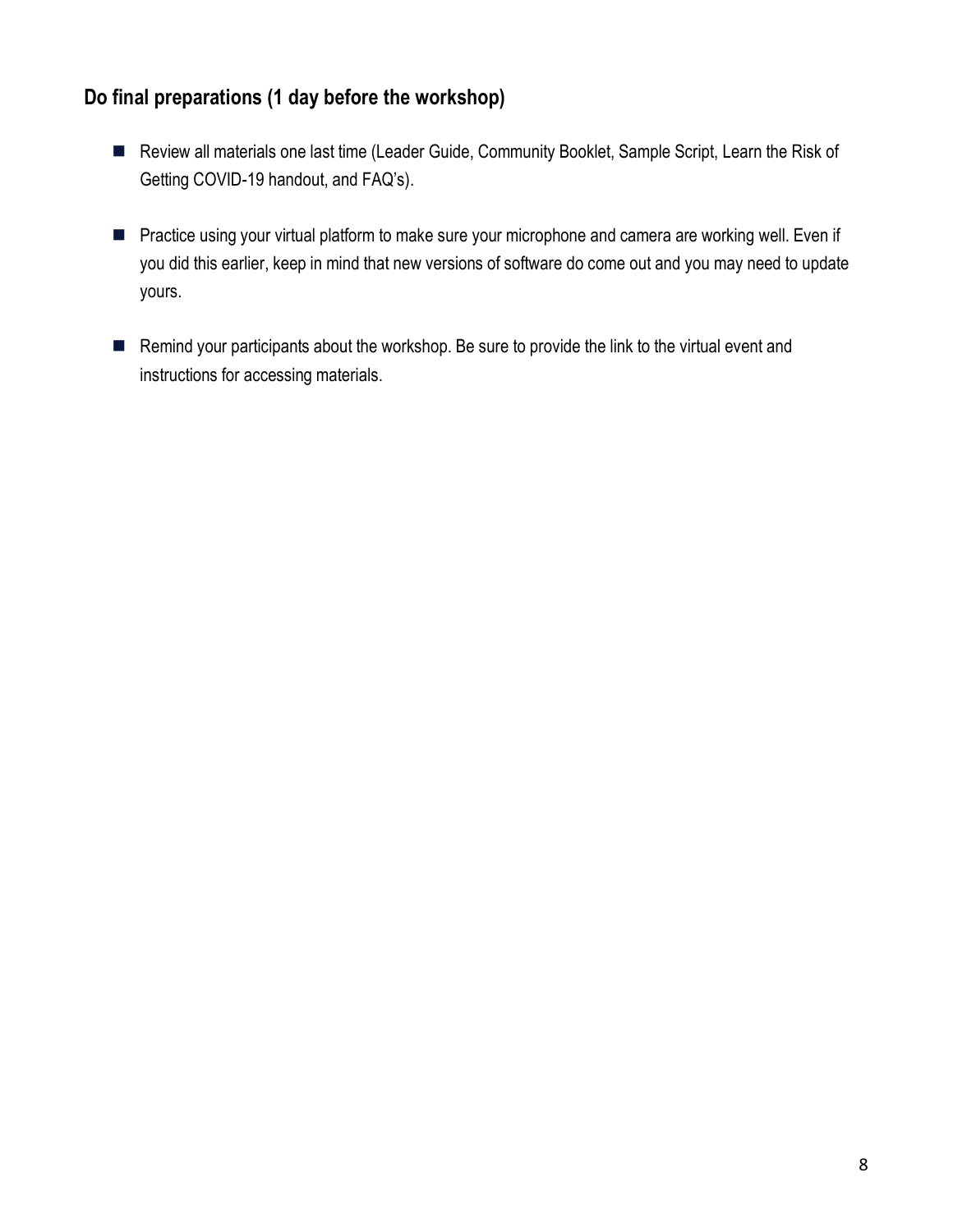## Do final preparations (1 day before the workshop)

- Review all materials one last time (Leader Guide, Community Booklet, Sample Script, Learn the Risk of Getting COVID-19 handout, and FAQ's).
- Practice using your virtual platform to make sure your microphone and camera are working well. Even if you did this earlier, keep in mind that new versions of software do come out and you may need to update yours.
- Remind your participants about the workshop. Be sure to provide the link to the virtual event and instructions for accessing materials.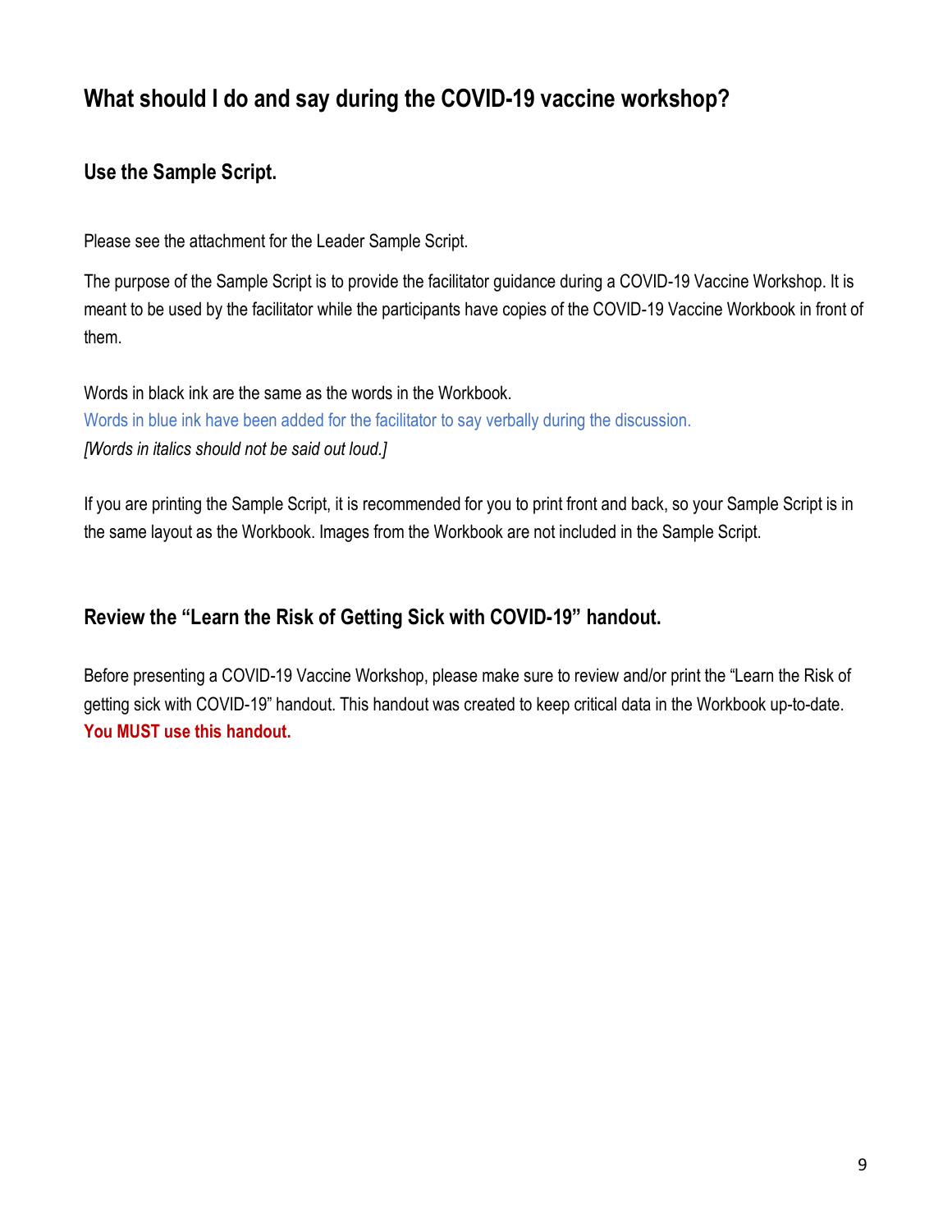## What should I do and say during the COVID-19 vaccine workshop?

### Use the Sample Script.

Please see the attachment for the Leader Sample Script.

The purpose of the Sample Script is to provide the facilitator guidance during a COVID-19 Vaccine Workshop. It is meant to be used by the facilitator while the participants have copies of the COVID-19 Vaccine Workbook in front of them.

Words in black ink are the same as the words in the Workbook.
Words in blue ink have been added for the facilitator to say verbally during the discussion.
*[Words in italics should not be said out loud.]*

If you are printing the Sample Script, it is recommended for you to print front and back, so your Sample Script is in the same layout as the Workbook. Images from the Workbook are not included in the Sample Script.

### Review the "Learn the Risk of Getting Sick with COVID-19" handout.

Before presenting a COVID-19 Vaccine Workshop, please make sure to review and/or print the "Learn the Risk of getting sick with COVID-19" handout. This handout was created to keep critical data in the Workbook up-to-date. **You MUST use this handout.**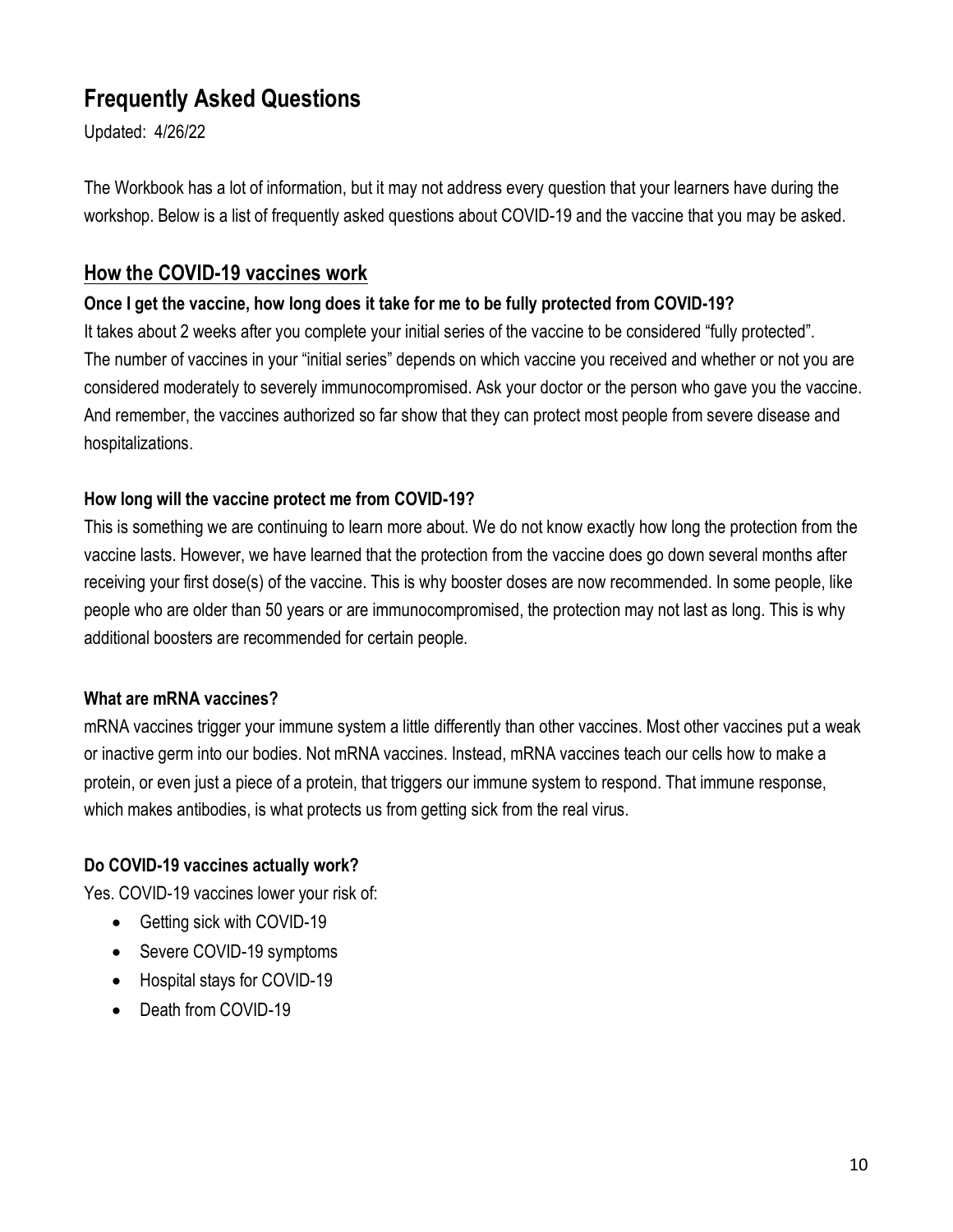# Frequently Asked Questions

Updated: 4/26/22

The Workbook has a lot of information, but it may not address every question that your learners have during the workshop. Below is a list of frequently asked questions about COVID-19 and the vaccine that you may be asked.

## How the COVID-19 vaccines work

### Once I get the vaccine, how long does it take for me to be fully protected from COVID-19?

It takes about 2 weeks after you complete your initial series of the vaccine to be considered "fully protected". The number of vaccines in your "initial series" depends on which vaccine you received and whether or not you are considered moderately to severely immunocompromised. Ask your doctor or the person who gave you the vaccine. And remember, the vaccines authorized so far show that they can protect most people from severe disease and hospitalizations.

### How long will the vaccine protect me from COVID-19?

This is something we are continuing to learn more about. We do not know exactly how long the protection from the vaccine lasts. However, we have learned that the protection from the vaccine does go down several months after receiving your first dose(s) of the vaccine. This is why booster doses are now recommended. In some people, like people who are older than 50 years or are immunocompromised, the protection may not last as long. This is why additional boosters are recommended for certain people.

### What are mRNA vaccines?

mRNA vaccines trigger your immune system a little differently than other vaccines. Most other vaccines put a weak or inactive germ into our bodies. Not mRNA vaccines. Instead, mRNA vaccines teach our cells how to make a protein, or even just a piece of a protein, that triggers our immune system to respond. That immune response, which makes antibodies, is what protects us from getting sick from the real virus.

### Do COVID-19 vaccines actually work?

Yes. COVID-19 vaccines lower your risk of:

- Getting sick with COVID-19
- Severe COVID-19 symptoms
- Hospital stays for COVID-19
- Death from COVID-19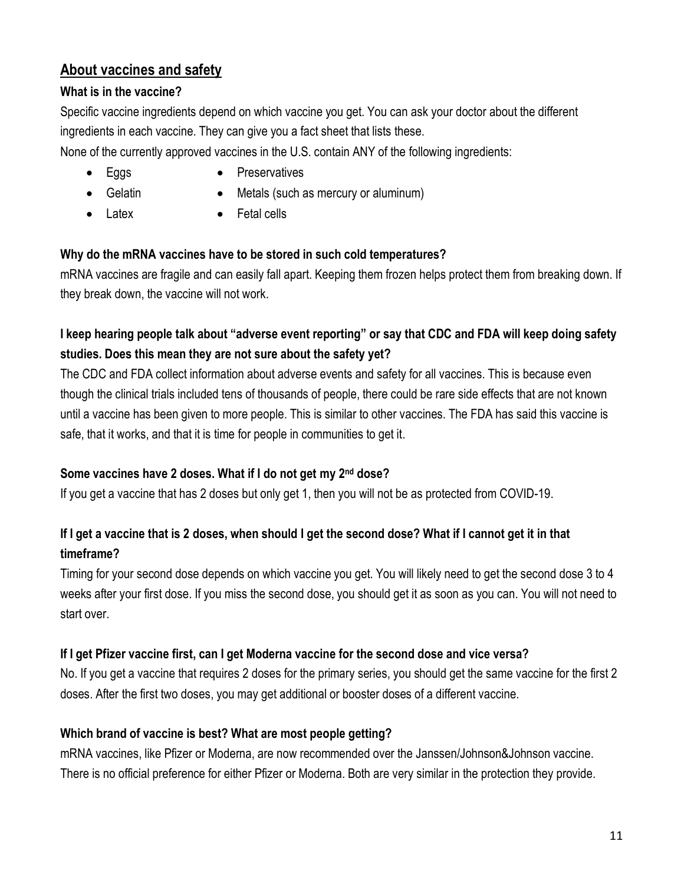## About vaccines and safety

**What is in the vaccine?**

Specific vaccine ingredients depend on which vaccine you get. You can ask your doctor about the different ingredients in each vaccine. They can give you a fact sheet that lists these.

None of the currently approved vaccines in the U.S. contain ANY of the following ingredients:

- Eggs
- Gelatin
- Latex
- Preservatives
- Metals (such as mercury or aluminum)
- Fetal cells

**Why do the mRNA vaccines have to be stored in such cold temperatures?**

mRNA vaccines are fragile and can easily fall apart. Keeping them frozen helps protect them from breaking down. If they break down, the vaccine will not work.

**I keep hearing people talk about "adverse event reporting" or say that CDC and FDA will keep doing safety studies. Does this mean they are not sure about the safety yet?**

The CDC and FDA collect information about adverse events and safety for all vaccines. This is because even though the clinical trials included tens of thousands of people, there could be rare side effects that are not known until a vaccine has been given to more people. This is similar to other vaccines. The FDA has said this vaccine is safe, that it works, and that it is time for people in communities to get it.

**Some vaccines have 2 doses. What if I do not get my 2nd dose?**

If you get a vaccine that has 2 doses but only get 1, then you will not be as protected from COVID-19.

**If I get a vaccine that is 2 doses, when should I get the second dose? What if I cannot get it in that timeframe?**

Timing for your second dose depends on which vaccine you get. You will likely need to get the second dose 3 to 4 weeks after your first dose. If you miss the second dose, you should get it as soon as you can. You will not need to start over.

**If I get Pfizer vaccine first, can I get Moderna vaccine for the second dose and vice versa?**

No. If you get a vaccine that requires 2 doses for the primary series, you should get the same vaccine for the first 2 doses. After the first two doses, you may get additional or booster doses of a different vaccine.

**Which brand of vaccine is best? What are most people getting?**

mRNA vaccines, like Pfizer or Moderna, are now recommended over the Janssen/Johnson&Johnson vaccine. There is no official preference for either Pfizer or Moderna. Both are very similar in the protection they provide.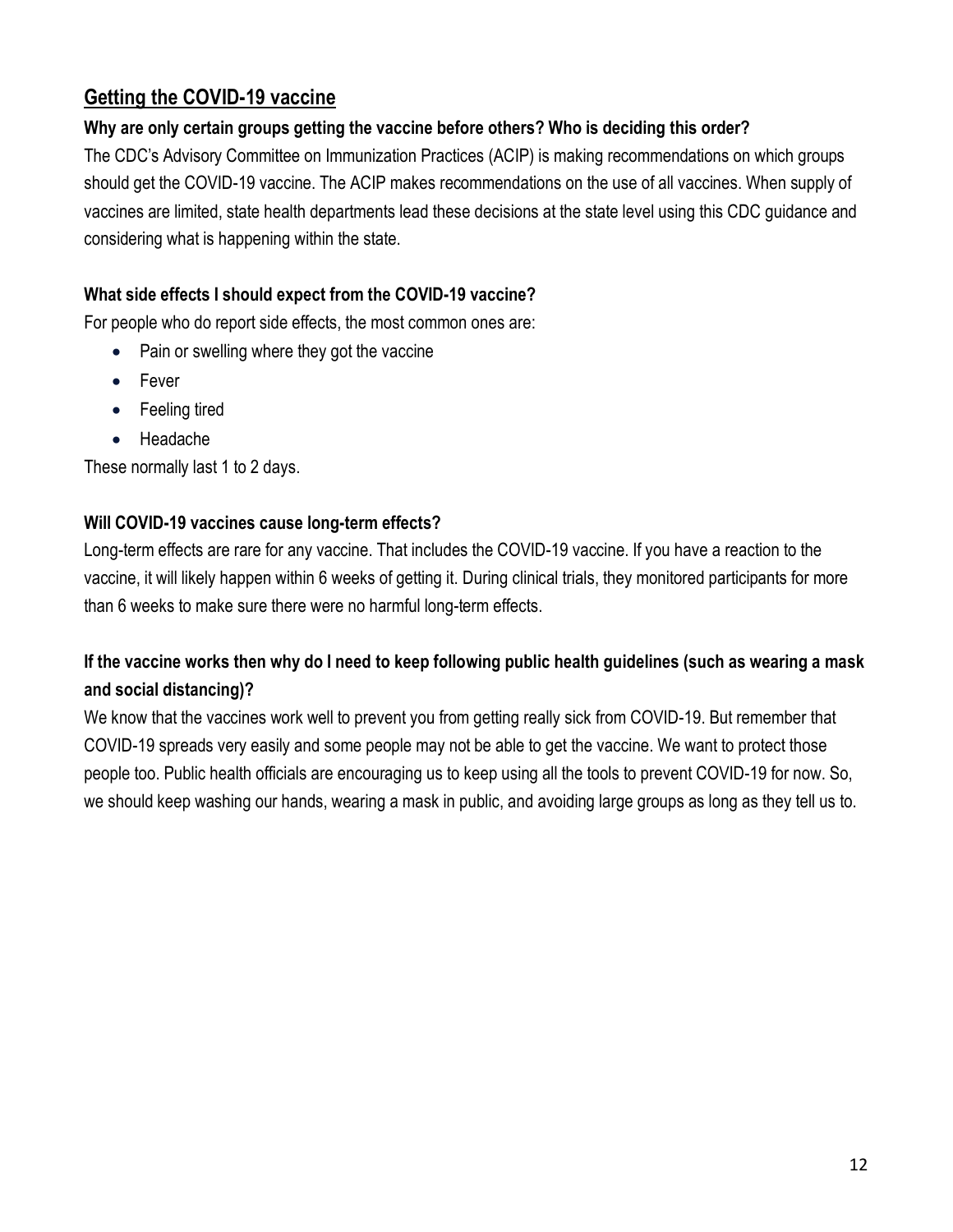## Getting the COVID-19 vaccine

**Why are only certain groups getting the vaccine before others? Who is deciding this order?**

The CDC's Advisory Committee on Immunization Practices (ACIP) is making recommendations on which groups should get the COVID-19 vaccine. The ACIP makes recommendations on the use of all vaccines. When supply of vaccines are limited, state health departments lead these decisions at the state level using this CDC guidance and considering what is happening within the state.

**What side effects I should expect from the COVID-19 vaccine?**

For people who do report side effects, the most common ones are:

- Pain or swelling where they got the vaccine
- Fever
- Feeling tired
- Headache

These normally last 1 to 2 days.

**Will COVID-19 vaccines cause long-term effects?**

Long-term effects are rare for any vaccine. That includes the COVID-19 vaccine. If you have a reaction to the vaccine, it will likely happen within 6 weeks of getting it. During clinical trials, they monitored participants for more than 6 weeks to make sure there were no harmful long-term effects.

**If the vaccine works then why do I need to keep following public health guidelines (such as wearing a mask and social distancing)?**

We know that the vaccines work well to prevent you from getting really sick from COVID-19. But remember that COVID-19 spreads very easily and some people may not be able to get the vaccine. We want to protect those people too. Public health officials are encouraging us to keep using all the tools to prevent COVID-19 for now. So, we should keep washing our hands, wearing a mask in public, and avoiding large groups as long as they tell us to.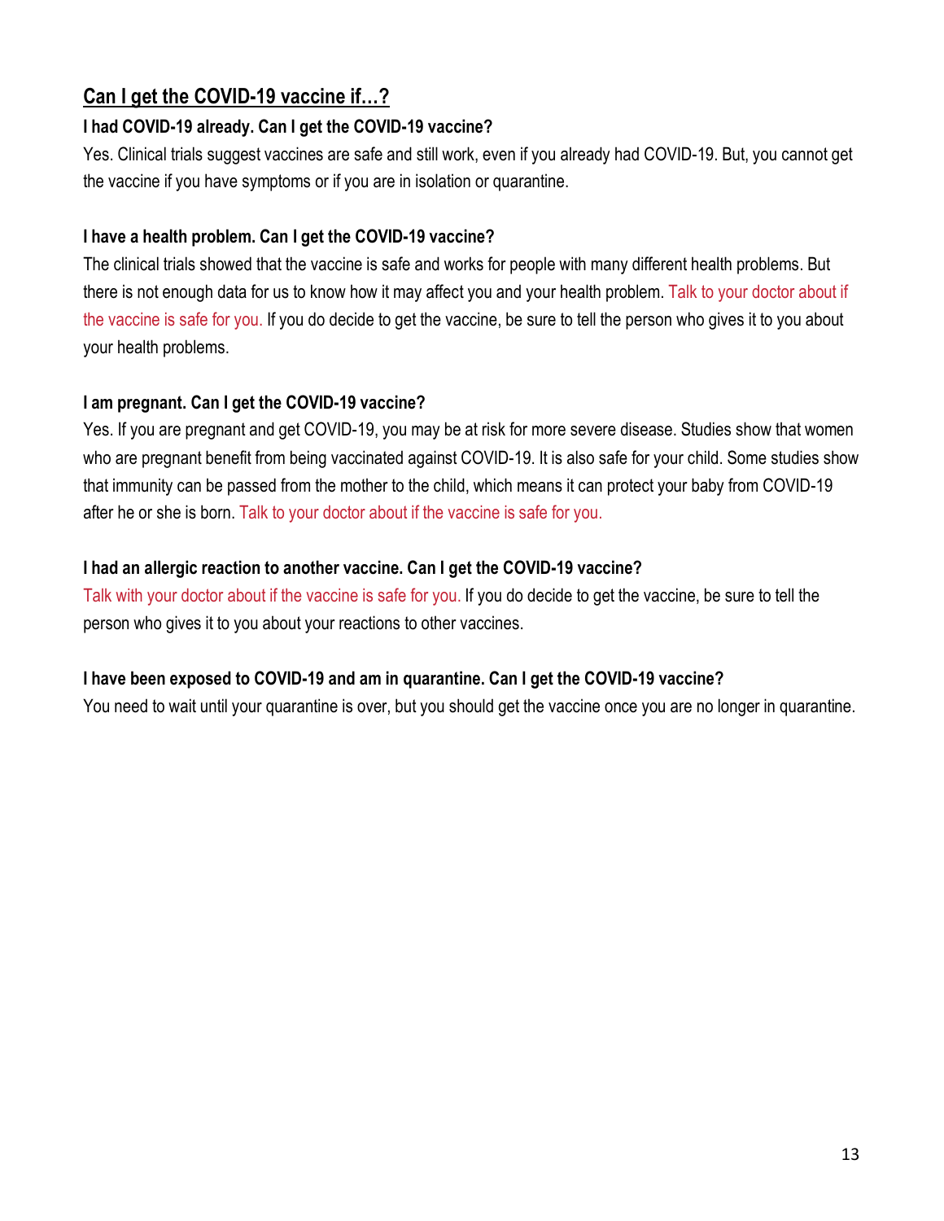## Can I get the COVID-19 vaccine if…?

### I had COVID-19 already. Can I get the COVID-19 vaccine?

Yes. Clinical trials suggest vaccines are safe and still work, even if you already had COVID-19. But, you cannot get the vaccine if you have symptoms or if you are in isolation or quarantine.

### I have a health problem. Can I get the COVID-19 vaccine?

The clinical trials showed that the vaccine is safe and works for people with many different health problems. But there is not enough data for us to know how it may affect you and your health problem. Talk to your doctor about if the vaccine is safe for you. If you do decide to get the vaccine, be sure to tell the person who gives it to you about your health problems.

### I am pregnant. Can I get the COVID-19 vaccine?

Yes. If you are pregnant and get COVID-19, you may be at risk for more severe disease. Studies show that women who are pregnant benefit from being vaccinated against COVID-19. It is also safe for your child. Some studies show that immunity can be passed from the mother to the child, which means it can protect your baby from COVID-19 after he or she is born. Talk to your doctor about if the vaccine is safe for you.

### I had an allergic reaction to another vaccine. Can I get the COVID-19 vaccine?

Talk with your doctor about if the vaccine is safe for you. If you do decide to get the vaccine, be sure to tell the person who gives it to you about your reactions to other vaccines.

### I have been exposed to COVID-19 and am in quarantine. Can I get the COVID-19 vaccine?

You need to wait until your quarantine is over, but you should get the vaccine once you are no longer in quarantine.